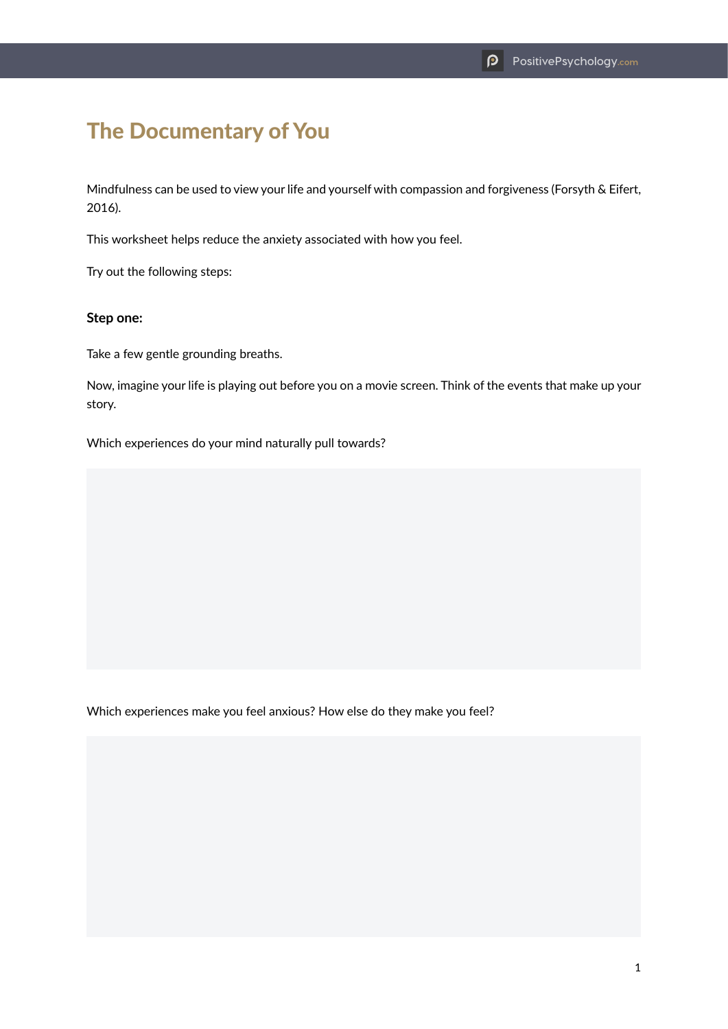# The Documentary of You

Mindfulness can be used to view your life and yourself with compassion and forgiveness (Forsyth & Eifert, 2016).

This worksheet helps reduce the anxiety associated with how you feel.

Try out the following steps:

**Step one:**

Take a few gentle grounding breaths.

Now, imagine your life is playing out before you on a movie screen. Think of the events that make up your story.

Which experiences do your mind naturally pull towards?

Which experiences make you feel anxious? How else do they make you feel?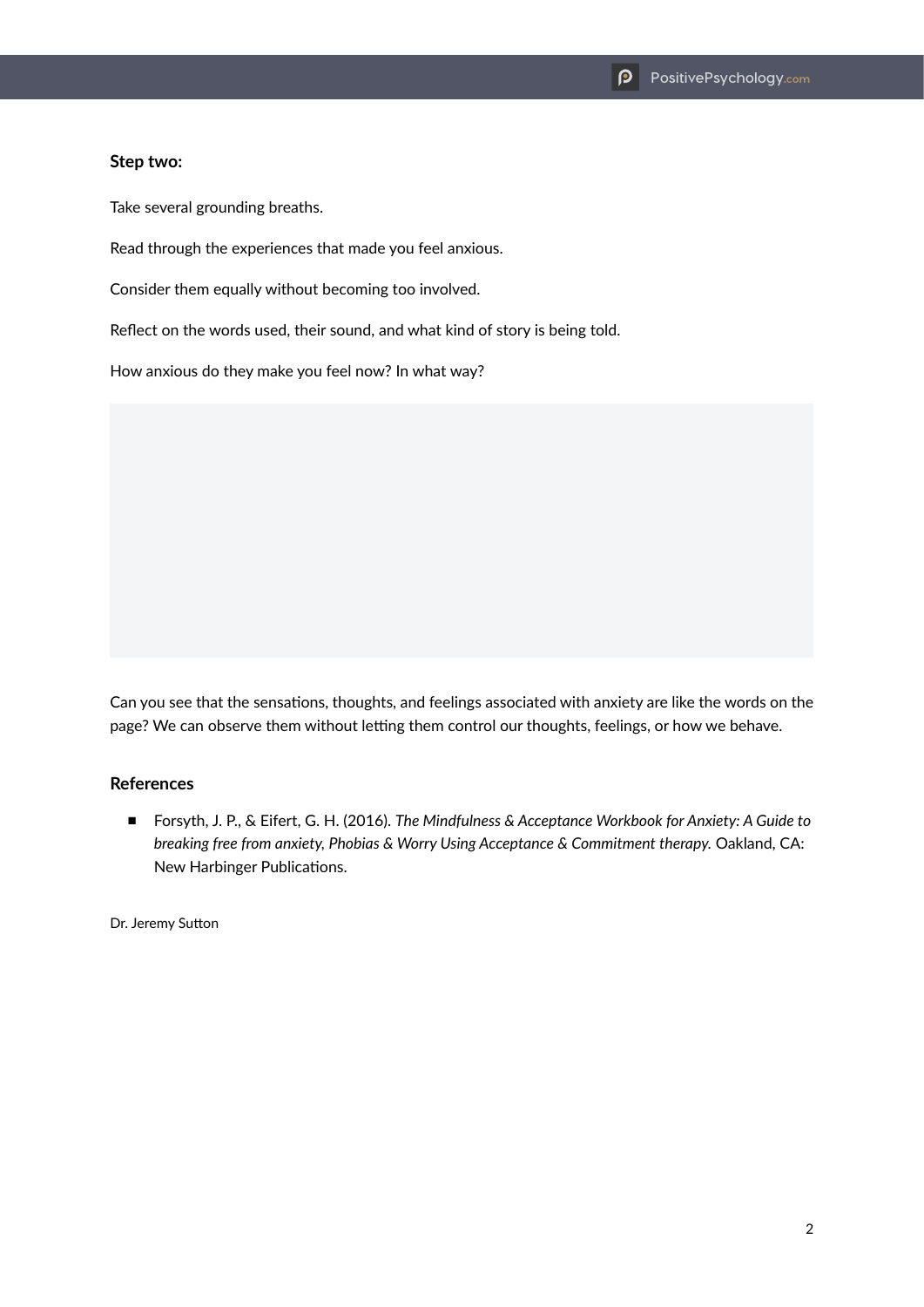**Step two:**

Take several grounding breaths.

Read through the experiences that made you feel anxious.

Consider them equally without becoming too involved.

Reflect on the words used, their sound, and what kind of story is being told.

How anxious do they make you feel now? In what way?

Can you see that the sensations, thoughts, and feelings associated with anxiety are like the words on the page? We can observe them without letting them control our thoughts, feelings, or how we behave.

### References

- Forsyth, J. P., & Eifert, G. H. (2016). *The Mindfulness & Acceptance Workbook for Anxiety: A Guide to breaking free from anxiety, Phobias & Worry Using Acceptance & Commitment therapy.* Oakland, CA: New Harbinger Publications.

Dr. Jeremy Sutton